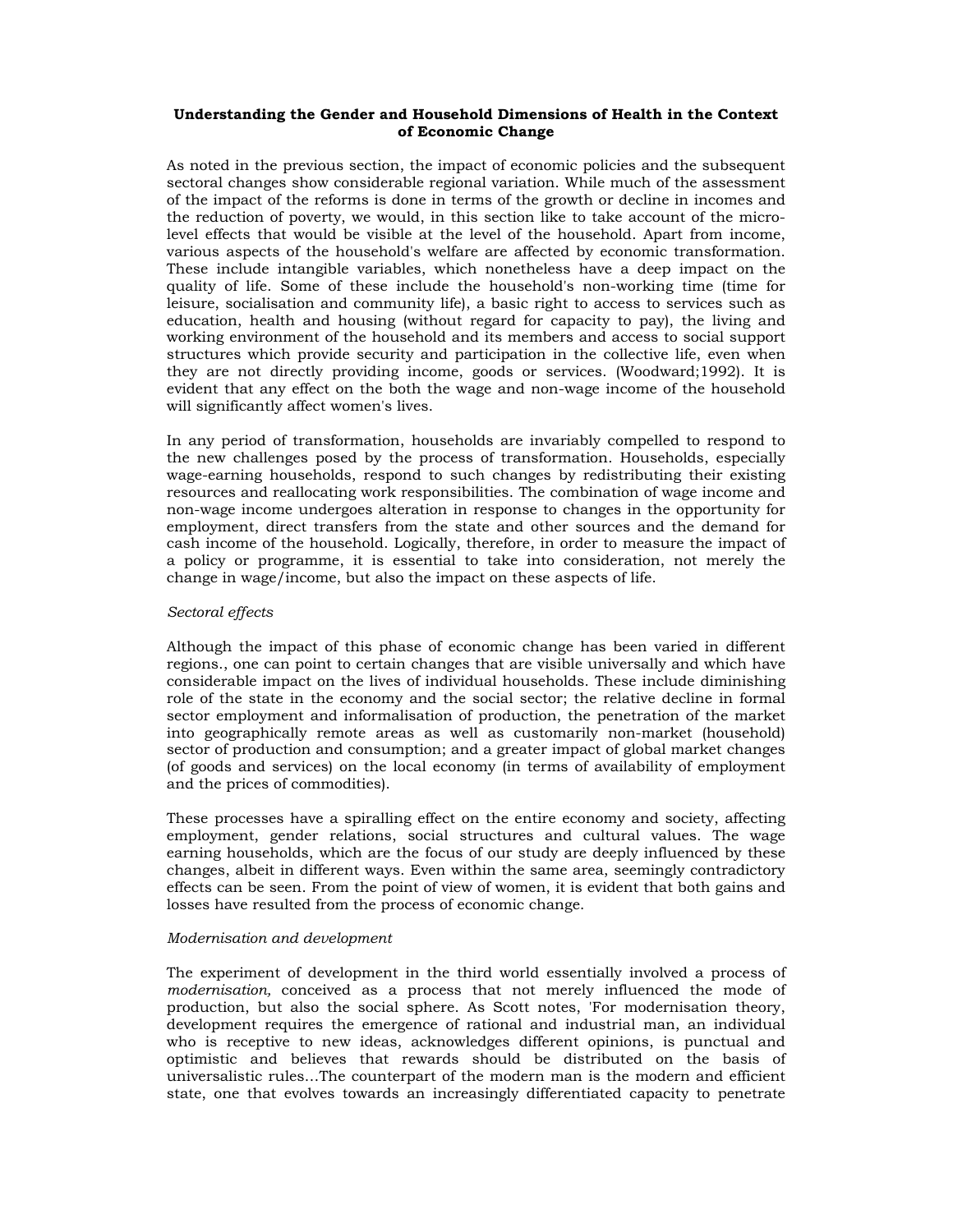# Understanding the Gender and Household Dimensions of Health in the Context of Economic Change

As noted in the previous section, the impact of economic policies and the subsequent sectoral changes show considerable regional variation. While much of the assessment of the impact of the reforms is done in terms of the growth or decline in incomes and the reduction of poverty, we would, in this section like to take account of the micro-level effects that would be visible at the level of the household. Apart from income, various aspects of the household's welfare are affected by economic transformation. These include intangible variables, which nonetheless have a deep impact on the quality of life. Some of these include the household's non-working time (time for leisure, socialisation and community life), a basic right to access to services such as education, health and housing (without regard for capacity to pay), the living and working environment of the household and its members and access to social support structures which provide security and participation in the collective life, even when they are not directly providing income, goods or services. (Woodward;1992). It is evident that any effect on the both the wage and non-wage income of the household will significantly affect women's lives.

In any period of transformation, households are invariably compelled to respond to the new challenges posed by the process of transformation. Households, especially wage-earning households, respond to such changes by redistributing their existing resources and reallocating work responsibilities. The combination of wage income and non-wage income undergoes alteration in response to changes in the opportunity for employment, direct transfers from the state and other sources and the demand for cash income of the household. Logically, therefore, in order to measure the impact of a policy or programme, it is essential to take into consideration, not merely the change in wage/income, but also the impact on these aspects of life.

*Sectoral effects*

Although the impact of this phase of economic change has been varied in different regions., one can point to certain changes that are visible universally and which have considerable impact on the lives of individual households. These include diminishing role of the state in the economy and the social sector; the relative decline in formal sector employment and informalisation of production, the penetration of the market into geographically remote areas as well as customarily non-market (household) sector of production and consumption; and a greater impact of global market changes (of goods and services) on the local economy (in terms of availability of employment and the prices of commodities).

These processes have a spiralling effect on the entire economy and society, affecting employment, gender relations, social structures and cultural values. The wage earning households, which are the focus of our study are deeply influenced by these changes, albeit in different ways. Even within the same area, seemingly contradictory effects can be seen. From the point of view of women, it is evident that both gains and losses have resulted from the process of economic change.

*Modernisation and development*

The experiment of development in the third world essentially involved a process of *modernisation,* conceived as a process that not merely influenced the mode of production, but also the social sphere. As Scott notes, 'For modernisation theory, development requires the emergence of rational and industrial man, an individual who is receptive to new ideas, acknowledges different opinions, is punctual and optimistic and believes that rewards should be distributed on the basis of universalistic rules...The counterpart of the modern man is the modern and efficient state, one that evolves towards an increasingly differentiated capacity to penetrate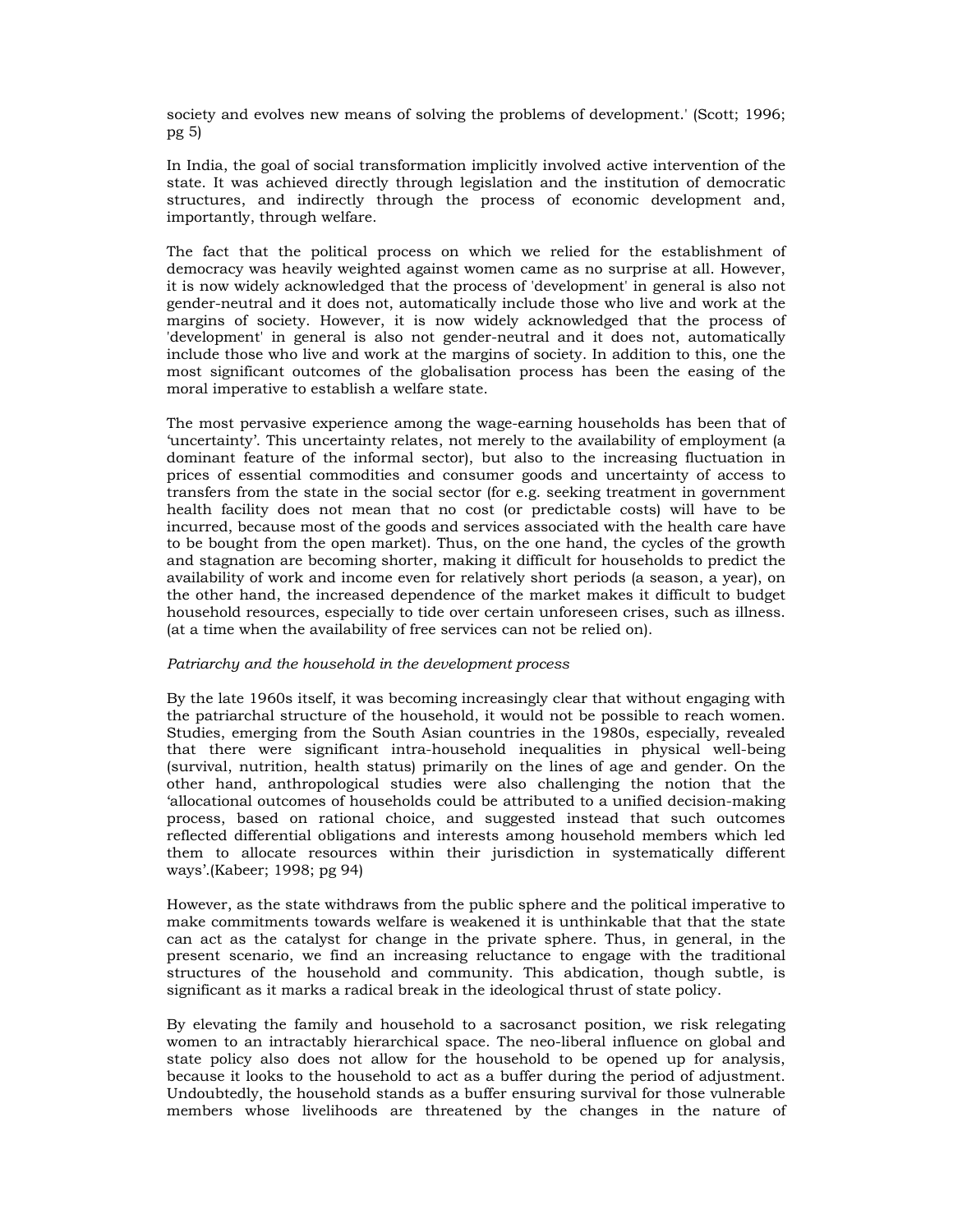society and evolves new means of solving the problems of development.' (Scott; 1996; pg 5)

In India, the goal of social transformation implicitly involved active intervention of the state. It was achieved directly through legislation and the institution of democratic structures, and indirectly through the process of economic development and, importantly, through welfare.

The fact that the political process on which we relied for the establishment of democracy was heavily weighted against women came as no surprise at all. However, it is now widely acknowledged that the process of 'development' in general is also not gender-neutral and it does not, automatically include those who live and work at the margins of society. However, it is now widely acknowledged that the process of 'development' in general is also not gender-neutral and it does not, automatically include those who live and work at the margins of society. In addition to this, one the most significant outcomes of the globalisation process has been the easing of the moral imperative to establish a welfare state.

The most pervasive experience among the wage-earning households has been that of 'uncertainty'. This uncertainty relates, not merely to the availability of employment (a dominant feature of the informal sector), but also to the increasing fluctuation in prices of essential commodities and consumer goods and uncertainty of access to transfers from the state in the social sector (for e.g. seeking treatment in government health facility does not mean that no cost (or predictable costs) will have to be incurred, because most of the goods and services associated with the health care have to be bought from the open market). Thus, on the one hand, the cycles of the growth and stagnation are becoming shorter, making it difficult for households to predict the availability of work and income even for relatively short periods (a season, a year), on the other hand, the increased dependence of the market makes it difficult to budget household resources, especially to tide over certain unforeseen crises, such as illness. (at a time when the availability of free services can not be relied on).

*Patriarchy and the household in the development process*

By the late 1960s itself, it was becoming increasingly clear that without engaging with the patriarchal structure of the household, it would not be possible to reach women. Studies, emerging from the South Asian countries in the 1980s, especially, revealed that there were significant intra-household inequalities in physical well-being (survival, nutrition, health status) primarily on the lines of age and gender. On the other hand, anthropological studies were also challenging the notion that the 'allocational outcomes of households could be attributed to a unified decision-making process, based on rational choice, and suggested instead that such outcomes reflected differential obligations and interests among household members which led them to allocate resources within their jurisdiction in systematically different ways'.(Kabeer; 1998; pg 94)

However, as the state withdraws from the public sphere and the political imperative to make commitments towards welfare is weakened it is unthinkable that that the state can act as the catalyst for change in the private sphere. Thus, in general, in the present scenario, we find an increasing reluctance to engage with the traditional structures of the household and community. This abdication, though subtle, is significant as it marks a radical break in the ideological thrust of state policy.

By elevating the family and household to a sacrosanct position, we risk relegating women to an intractably hierarchical space. The neo-liberal influence on global and state policy also does not allow for the household to be opened up for analysis, because it looks to the household to act as a buffer during the period of adjustment. Undoubtedly, the household stands as a buffer ensuring survival for those vulnerable members whose livelihoods are threatened by the changes in the nature of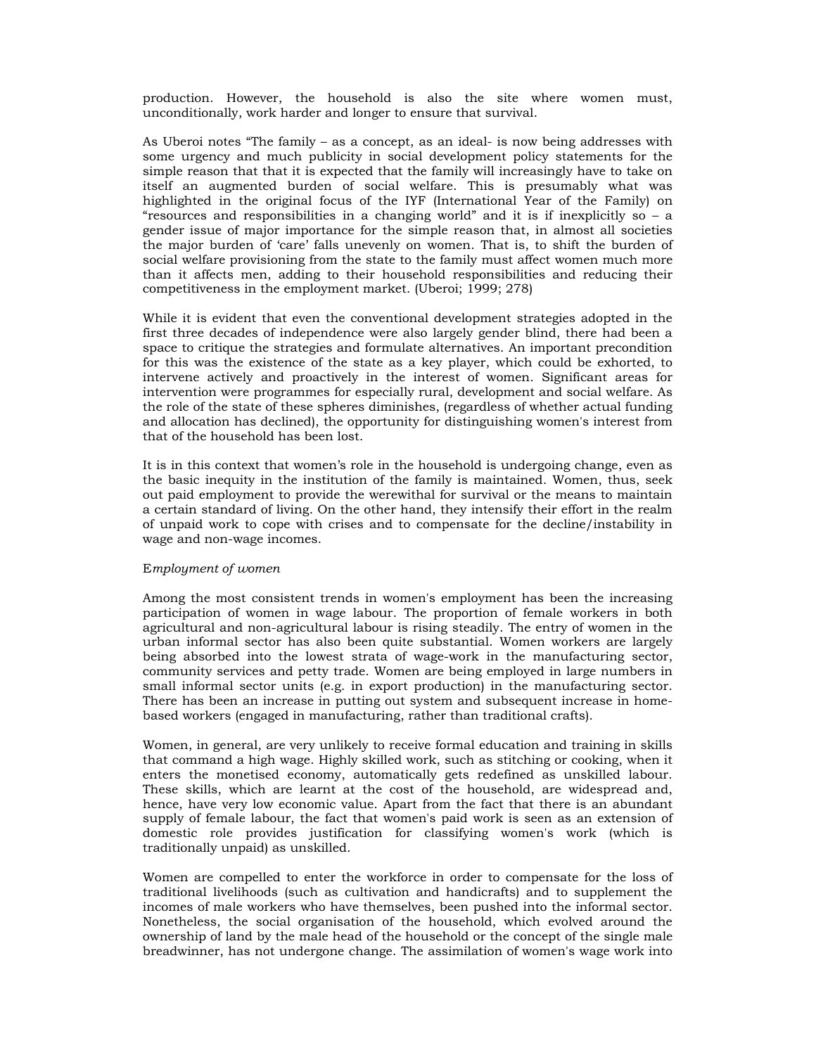production. However, the household is also the site where women must, unconditionally, work harder and longer to ensure that survival.

As Uberoi notes "The family – as a concept, as an ideal- is now being addresses with some urgency and much publicity in social development policy statements for the simple reason that that it is expected that the family will increasingly have to take on itself an augmented burden of social welfare. This is presumably what was highlighted in the original focus of the IYF (International Year of the Family) on "resources and responsibilities in a changing world" and it is if inexplicitly so – a gender issue of major importance for the simple reason that, in almost all societies the major burden of 'care' falls unevenly on women. That is, to shift the burden of social welfare provisioning from the state to the family must affect women much more than it affects men, adding to their household responsibilities and reducing their competitiveness in the employment market. (Uberoi; 1999; 278)

While it is evident that even the conventional development strategies adopted in the first three decades of independence were also largely gender blind, there had been a space to critique the strategies and formulate alternatives. An important precondition for this was the existence of the state as a key player, which could be exhorted, to intervene actively and proactively in the interest of women. Significant areas for intervention were programmes for especially rural, development and social welfare. As the role of the state of these spheres diminishes, (regardless of whether actual funding and allocation has declined), the opportunity for distinguishing women's interest from that of the household has been lost.

It is in this context that women's role in the household is undergoing change, even as the basic inequity in the institution of the family is maintained. Women, thus, seek out paid employment to provide the werewithal for survival or the means to maintain a certain standard of living. On the other hand, they intensify their effort in the realm of unpaid work to cope with crises and to compensate for the decline/instability in wage and non-wage incomes.

*Employment of women*

Among the most consistent trends in women's employment has been the increasing participation of women in wage labour. The proportion of female workers in both agricultural and non-agricultural labour is rising steadily. The entry of women in the urban informal sector has also been quite substantial. Women workers are largely being absorbed into the lowest strata of wage-work in the manufacturing sector, community services and petty trade. Women are being employed in large numbers in small informal sector units (e.g. in export production) in the manufacturing sector. There has been an increase in putting out system and subsequent increase in home-based workers (engaged in manufacturing, rather than traditional crafts).

Women, in general, are very unlikely to receive formal education and training in skills that command a high wage. Highly skilled work, such as stitching or cooking, when it enters the monetised economy, automatically gets redefined as unskilled labour. These skills, which are learnt at the cost of the household, are widespread and, hence, have very low economic value. Apart from the fact that there is an abundant supply of female labour, the fact that women's paid work is seen as an extension of domestic role provides justification for classifying women's work (which is traditionally unpaid) as unskilled.

Women are compelled to enter the workforce in order to compensate for the loss of traditional livelihoods (such as cultivation and handicrafts) and to supplement the incomes of male workers who have themselves, been pushed into the informal sector. Nonetheless, the social organisation of the household, which evolved around the ownership of land by the male head of the household or the concept of the single male breadwinner, has not undergone change. The assimilation of women's wage work into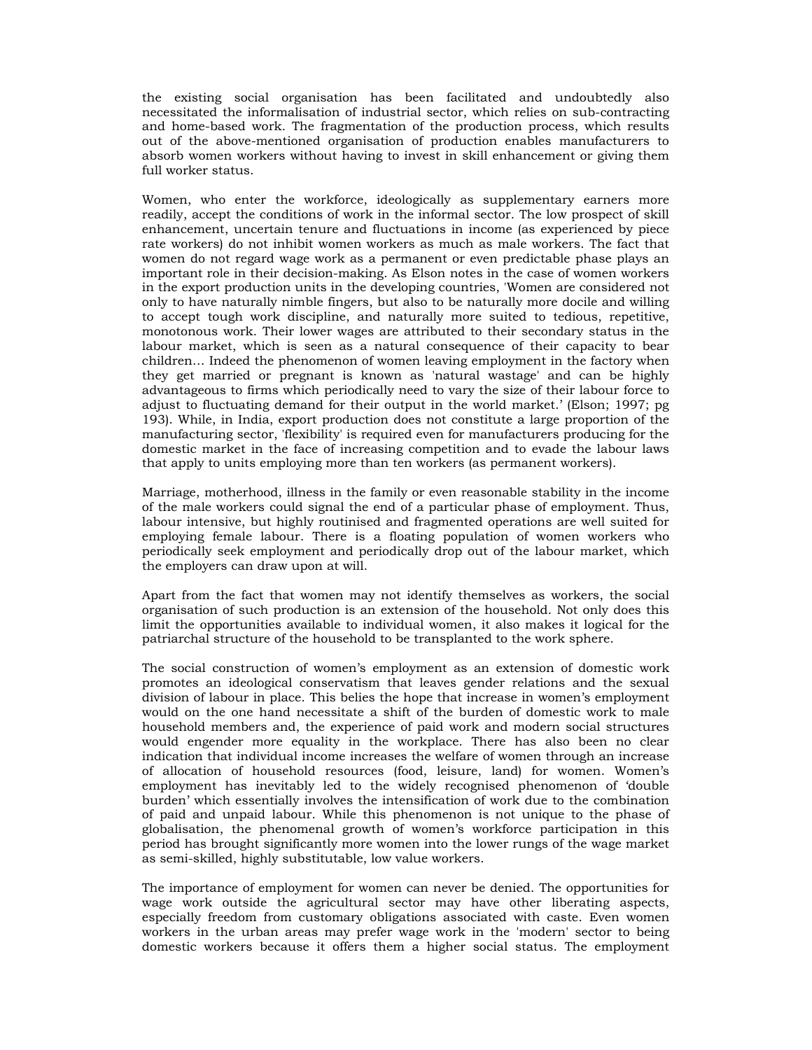the existing social organisation has been facilitated and undoubtedly also necessitated the informalisation of industrial sector, which relies on sub-contracting and home-based work. The fragmentation of the production process, which results out of the above-mentioned organisation of production enables manufacturers to absorb women workers without having to invest in skill enhancement or giving them full worker status.

Women, who enter the workforce, ideologically as supplementary earners more readily, accept the conditions of work in the informal sector. The low prospect of skill enhancement, uncertain tenure and fluctuations in income (as experienced by piece rate workers) do not inhibit women workers as much as male workers. The fact that women do not regard wage work as a permanent or even predictable phase plays an important role in their decision-making. As Elson notes in the case of women workers in the export production units in the developing countries, 'Women are considered not only to have naturally nimble fingers, but also to be naturally more docile and willing to accept tough work discipline, and naturally more suited to tedious, repetitive, monotonous work. Their lower wages are attributed to their secondary status in the labour market, which is seen as a natural consequence of their capacity to bear children… Indeed the phenomenon of women leaving employment in the factory when they get married or pregnant is known as 'natural wastage' and can be highly advantageous to firms which periodically need to vary the size of their labour force to adjust to fluctuating demand for their output in the world market.' (Elson; 1997; pg 193). While, in India, export production does not constitute a large proportion of the manufacturing sector, 'flexibility' is required even for manufacturers producing for the domestic market in the face of increasing competition and to evade the labour laws that apply to units employing more than ten workers (as permanent workers).

Marriage, motherhood, illness in the family or even reasonable stability in the income of the male workers could signal the end of a particular phase of employment. Thus, labour intensive, but highly routinised and fragmented operations are well suited for employing female labour. There is a floating population of women workers who periodically seek employment and periodically drop out of the labour market, which the employers can draw upon at will.

Apart from the fact that women may not identify themselves as workers, the social organisation of such production is an extension of the household. Not only does this limit the opportunities available to individual women, it also makes it logical for the patriarchal structure of the household to be transplanted to the work sphere.

The social construction of women's employment as an extension of domestic work promotes an ideological conservatism that leaves gender relations and the sexual division of labour in place. This belies the hope that increase in women's employment would on the one hand necessitate a shift of the burden of domestic work to male household members and, the experience of paid work and modern social structures would engender more equality in the workplace. There has also been no clear indication that individual income increases the welfare of women through an increase of allocation of household resources (food, leisure, land) for women. Women's employment has inevitably led to the widely recognised phenomenon of 'double burden' which essentially involves the intensification of work due to the combination of paid and unpaid labour. While this phenomenon is not unique to the phase of globalisation, the phenomenal growth of women's workforce participation in this period has brought significantly more women into the lower rungs of the wage market as semi-skilled, highly substitutable, low value workers.

The importance of employment for women can never be denied. The opportunities for wage work outside the agricultural sector may have other liberating aspects, especially freedom from customary obligations associated with caste. Even women workers in the urban areas may prefer wage work in the 'modern' sector to being domestic workers because it offers them a higher social status. The employment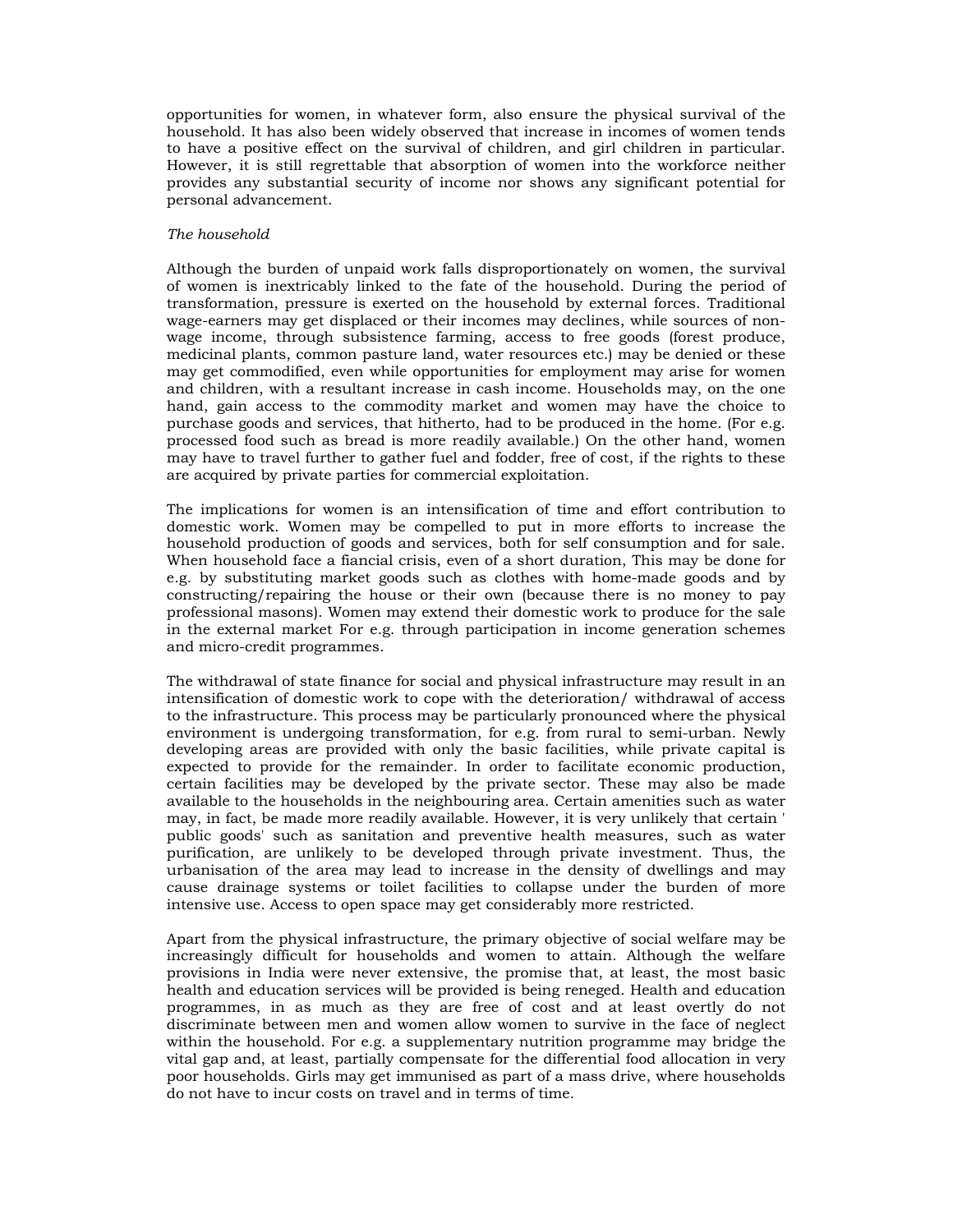opportunities for women, in whatever form, also ensure the physical survival of the household. It has also been widely observed that increase in incomes of women tends to have a positive effect on the survival of children, and girl children in particular. However, it is still regrettable that absorption of women into the workforce neither provides any substantial security of income nor shows any significant potential for personal advancement.

*The household*

Although the burden of unpaid work falls disproportionately on women, the survival of women is inextricably linked to the fate of the household. During the period of transformation, pressure is exerted on the household by external forces. Traditional wage-earners may get displaced or their incomes may declines, while sources of non-wage income, through subsistence farming, access to free goods (forest produce, medicinal plants, common pasture land, water resources etc.) may be denied or these may get commodified, even while opportunities for employment may arise for women and children, with a resultant increase in cash income. Households may, on the one hand, gain access to the commodity market and women may have the choice to purchase goods and services, that hitherto, had to be produced in the home. (For e.g. processed food such as bread is more readily available.) On the other hand, women may have to travel further to gather fuel and fodder, free of cost, if the rights to these are acquired by private parties for commercial exploitation.

The implications for women is an intensification of time and effort contribution to domestic work. Women may be compelled to put in more efforts to increase the household production of goods and services, both for self consumption and for sale. When household face a fiancial crisis, even of a short duration, This may be done for e.g. by substituting market goods such as clothes with home-made goods and by constructing/repairing the house or their own (because there is no money to pay professional masons). Women may extend their domestic work to produce for the sale in the external market For e.g. through participation in income generation schemes and micro-credit programmes.

The withdrawal of state finance for social and physical infrastructure may result in an intensification of domestic work to cope with the deterioration/ withdrawal of access to the infrastructure. This process may be particularly pronounced where the physical environment is undergoing transformation, for e.g. from rural to semi-urban. Newly developing areas are provided with only the basic facilities, while private capital is expected to provide for the remainder. In order to facilitate economic production, certain facilities may be developed by the private sector. These may also be made available to the households in the neighbouring area. Certain amenities such as water may, in fact, be made more readily available. However, it is very unlikely that certain ' public goods' such as sanitation and preventive health measures, such as water purification, are unlikely to be developed through private investment. Thus, the urbanisation of the area may lead to increase in the density of dwellings and may cause drainage systems or toilet facilities to collapse under the burden of more intensive use. Access to open space may get considerably more restricted.

Apart from the physical infrastructure, the primary objective of social welfare may be increasingly difficult for households and women to attain. Although the welfare provisions in India were never extensive, the promise that, at least, the most basic health and education services will be provided is being reneged. Health and education programmes, in as much as they are free of cost and at least overtly do not discriminate between men and women allow women to survive in the face of neglect within the household. For e.g. a supplementary nutrition programme may bridge the vital gap and, at least, partially compensate for the differential food allocation in very poor households. Girls may get immunised as part of a mass drive, where households do not have to incur costs on travel and in terms of time.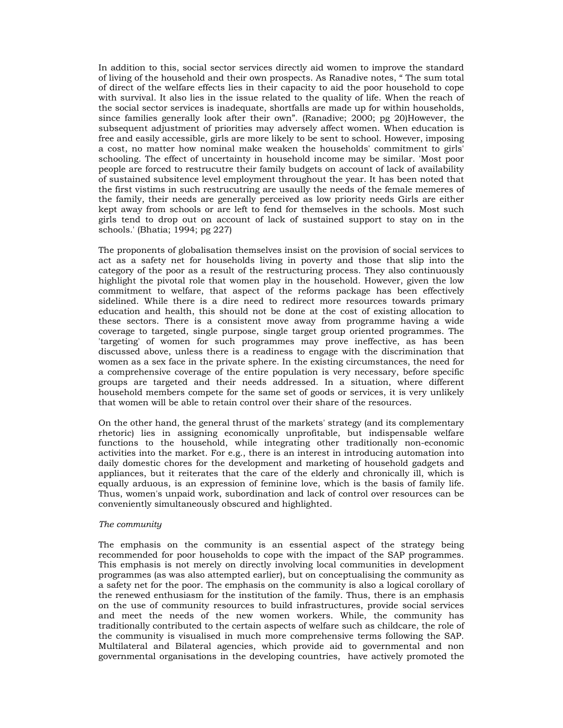In addition to this, social sector services directly aid women to improve the standard of living of the household and their own prospects. As Ranadive notes, " The sum total of direct of the welfare effects lies in their capacity to aid the poor household to cope with survival. It also lies in the issue related to the quality of life. When the reach of the social sector services is inadequate, shortfalls are made up for within households, since families generally look after their own". (Ranadive; 2000; pg 20)However, the subsequent adjustment of priorities may adversely affect women. When education is free and easily accessible, girls are more likely to be sent to school. However, imposing a cost, no matter how nominal make weaken the households' commitment to girls' schooling. The effect of uncertainty in household income may be similar. 'Most poor people are forced to restrucutre their family budgets on account of lack of availability of sustained subsitence level employment throughout the year. It has been noted that the first vistims in such restrucutring are usaully the needs of the female memeres of the family, their needs are generally perceived as low priority needs Girls are either kept away from schools or are left to fend for themselves in the schools. Most such girls tend to drop out on account of lack of sustained support to stay on in the schools.' (Bhatia; 1994; pg 227)

The proponents of globalisation themselves insist on the provision of social services to act as a safety net for households living in poverty and those that slip into the category of the poor as a result of the restructuring process. They also continuously highlight the pivotal role that women play in the household. However, given the low commitment to welfare, that aspect of the reforms package has been effectively sidelined. While there is a dire need to redirect more resources towards primary education and health, this should not be done at the cost of existing allocation to these sectors. There is a consistent move away from programme having a wide coverage to targeted, single purpose, single target group oriented programmes. The 'targeting' of women for such programmes may prove ineffective, as has been discussed above, unless there is a readiness to engage with the discrimination that women as a sex face in the private sphere. In the existing circumstances, the need for a comprehensive coverage of the entire population is very necessary, before specific groups are targeted and their needs addressed. In a situation, where different household members compete for the same set of goods or services, it is very unlikely that women will be able to retain control over their share of the resources.

On the other hand, the general thrust of the markets' strategy (and its complementary rhetoric) lies in assigning economically unprofitable, but indispensable welfare functions to the household, while integrating other traditionally non-economic activities into the market. For e.g., there is an interest in introducing automation into daily domestic chores for the development and marketing of household gadgets and appliances, but it reiterates that the care of the elderly and chronically ill, which is equally arduous, is an expression of feminine love, which is the basis of family life. Thus, women's unpaid work, subordination and lack of control over resources can be conveniently simultaneously obscured and highlighted.

*The community*

The emphasis on the community is an essential aspect of the strategy being recommended for poor households to cope with the impact of the SAP programmes. This emphasis is not merely on directly involving local communities in development programmes (as was also attempted earlier), but on conceptualising the community as a safety net for the poor. The emphasis on the community is also a logical corollary of the renewed enthusiasm for the institution of the family. Thus, there is an emphasis on the use of community resources to build infrastructures, provide social services and meet the needs of the new women workers. While, the community has traditionally contributed to the certain aspects of welfare such as childcare, the role of the community is visualised in much more comprehensive terms following the SAP. Multilateral and Bilateral agencies, which provide aid to governmental and non governmental organisations in the developing countries, have actively promoted the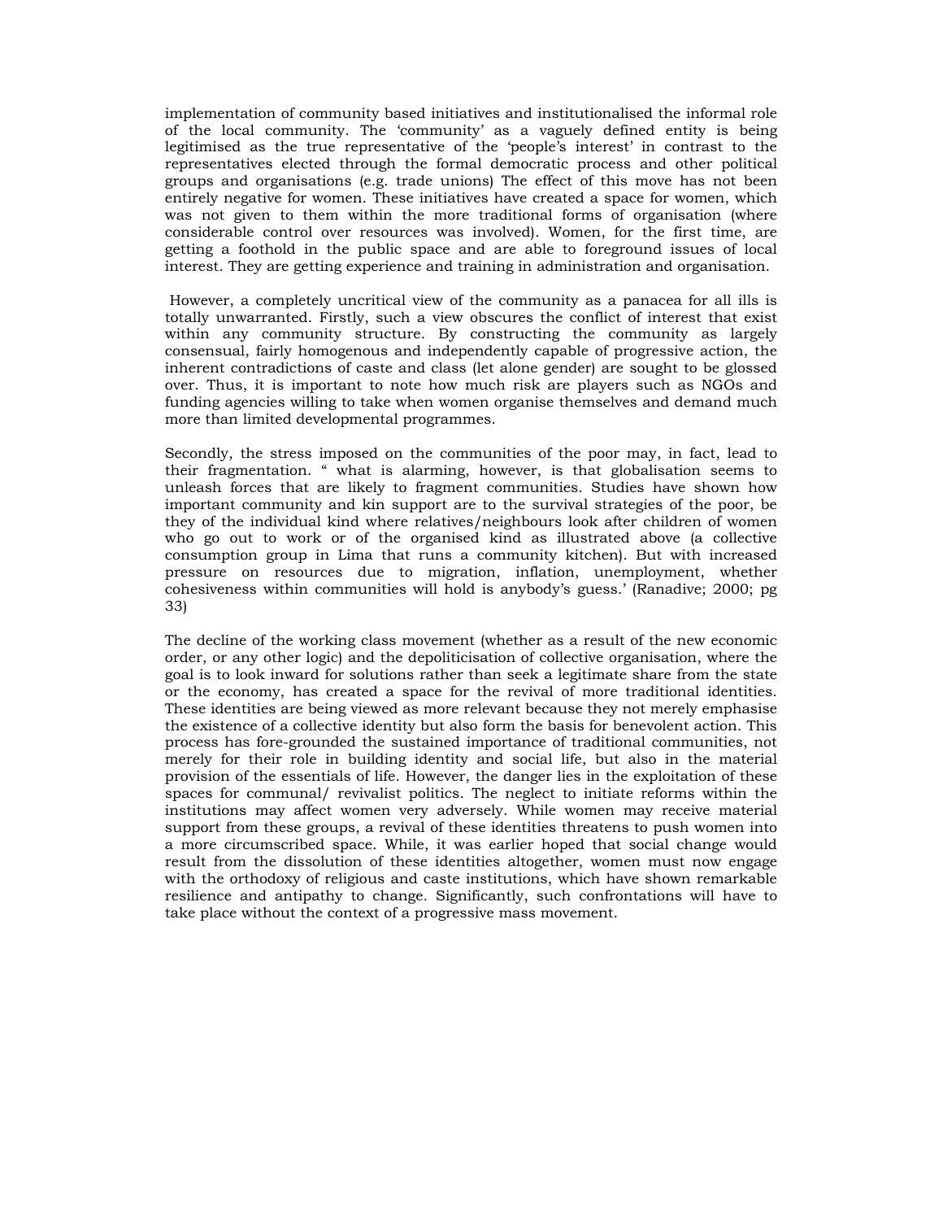implementation of community based initiatives and institutionalised the informal role of the local community. The 'community' as a vaguely defined entity is being legitimised as the true representative of the 'people's interest' in contrast to the representatives elected through the formal democratic process and other political groups and organisations (e.g. trade unions) The effect of this move has not been entirely negative for women. These initiatives have created a space for women, which was not given to them within the more traditional forms of organisation (where considerable control over resources was involved). Women, for the first time, are getting a foothold in the public space and are able to foreground issues of local interest. They are getting experience and training in administration and organisation.

However, a completely uncritical view of the community as a panacea for all ills is totally unwarranted. Firstly, such a view obscures the conflict of interest that exist within any community structure. By constructing the community as largely consensual, fairly homogenous and independently capable of progressive action, the inherent contradictions of caste and class (let alone gender) are sought to be glossed over. Thus, it is important to note how much risk are players such as NGOs and funding agencies willing to take when women organise themselves and demand much more than limited developmental programmes.

Secondly, the stress imposed on the communities of the poor may, in fact, lead to their fragmentation. " what is alarming, however, is that globalisation seems to unleash forces that are likely to fragment communities. Studies have shown how important community and kin support are to the survival strategies of the poor, be they of the individual kind where relatives/neighbours look after children of women who go out to work or of the organised kind as illustrated above (a collective consumption group in Lima that runs a community kitchen). But with increased pressure on resources due to migration, inflation, unemployment, whether cohesiveness within communities will hold is anybody's guess.' (Ranadive; 2000; pg 33)

The decline of the working class movement (whether as a result of the new economic order, or any other logic) and the depoliticisation of collective organisation, where the goal is to look inward for solutions rather than seek a legitimate share from the state or the economy, has created a space for the revival of more traditional identities. These identities are being viewed as more relevant because they not merely emphasise the existence of a collective identity but also form the basis for benevolent action. This process has fore-grounded the sustained importance of traditional communities, not merely for their role in building identity and social life, but also in the material provision of the essentials of life. However, the danger lies in the exploitation of these spaces for communal/ revivalist politics. The neglect to initiate reforms within the institutions may affect women very adversely. While women may receive material support from these groups, a revival of these identities threatens to push women into a more circumscribed space. While, it was earlier hoped that social change would result from the dissolution of these identities altogether, women must now engage with the orthodoxy of religious and caste institutions, which have shown remarkable resilience and antipathy to change. Significantly, such confrontations will have to take place without the context of a progressive mass movement.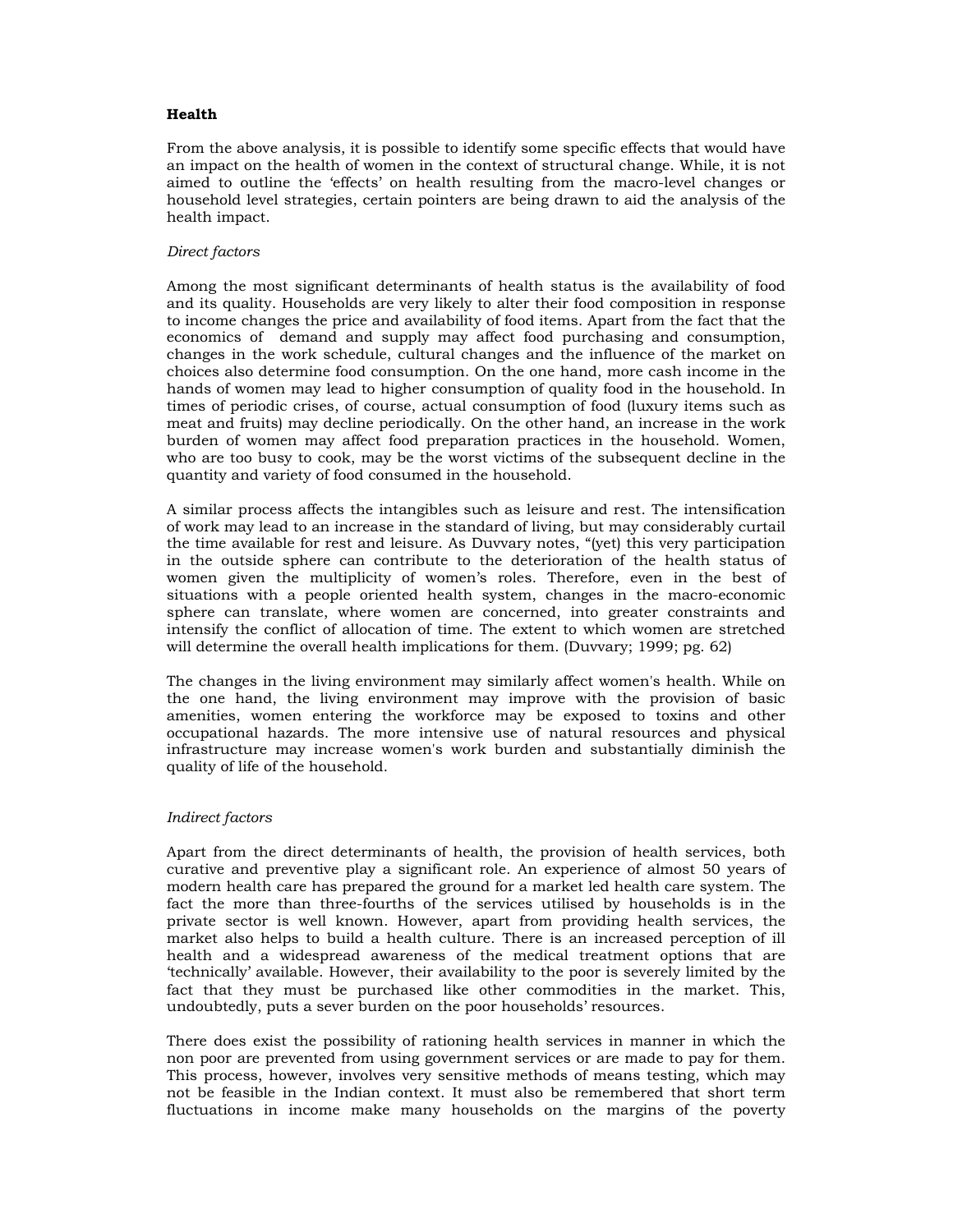**Health**

From the above analysis, it is possible to identify some specific effects that would have an impact on the health of women in the context of structural change. While, it is not aimed to outline the 'effects' on health resulting from the macro-level changes or household level strategies, certain pointers are being drawn to aid the analysis of the health impact.

*Direct factors*

Among the most significant determinants of health status is the availability of food and its quality. Households are very likely to alter their food composition in response to income changes the price and availability of food items. Apart from the fact that the economics of demand and supply may affect food purchasing and consumption, changes in the work schedule, cultural changes and the influence of the market on choices also determine food consumption. On the one hand, more cash income in the hands of women may lead to higher consumption of quality food in the household. In times of periodic crises, of course, actual consumption of food (luxury items such as meat and fruits) may decline periodically. On the other hand, an increase in the work burden of women may affect food preparation practices in the household. Women, who are too busy to cook, may be the worst victims of the subsequent decline in the quantity and variety of food consumed in the household.

A similar process affects the intangibles such as leisure and rest. The intensification of work may lead to an increase in the standard of living, but may considerably curtail the time available for rest and leisure. As Duvvary notes, "(yet) this very participation in the outside sphere can contribute to the deterioration of the health status of women given the multiplicity of women's roles. Therefore, even in the best of situations with a people oriented health system, changes in the macro-economic sphere can translate, where women are concerned, into greater constraints and intensify the conflict of allocation of time. The extent to which women are stretched will determine the overall health implications for them. (Duvvary; 1999; pg. 62)

The changes in the living environment may similarly affect women's health. While on the one hand, the living environment may improve with the provision of basic amenities, women entering the workforce may be exposed to toxins and other occupational hazards. The more intensive use of natural resources and physical infrastructure may increase women's work burden and substantially diminish the quality of life of the household.

*Indirect factors*

Apart from the direct determinants of health, the provision of health services, both curative and preventive play a significant role. An experience of almost 50 years of modern health care has prepared the ground for a market led health care system. The fact the more than three-fourths of the services utilised by households is in the private sector is well known. However, apart from providing health services, the market also helps to build a health culture. There is an increased perception of ill health and a widespread awareness of the medical treatment options that are 'technically' available. However, their availability to the poor is severely limited by the fact that they must be purchased like other commodities in the market. This, undoubtedly, puts a sever burden on the poor households' resources.

There does exist the possibility of rationing health services in manner in which the non poor are prevented from using government services or are made to pay for them. This process, however, involves very sensitive methods of means testing, which may not be feasible in the Indian context. It must also be remembered that short term fluctuations in income make many households on the margins of the poverty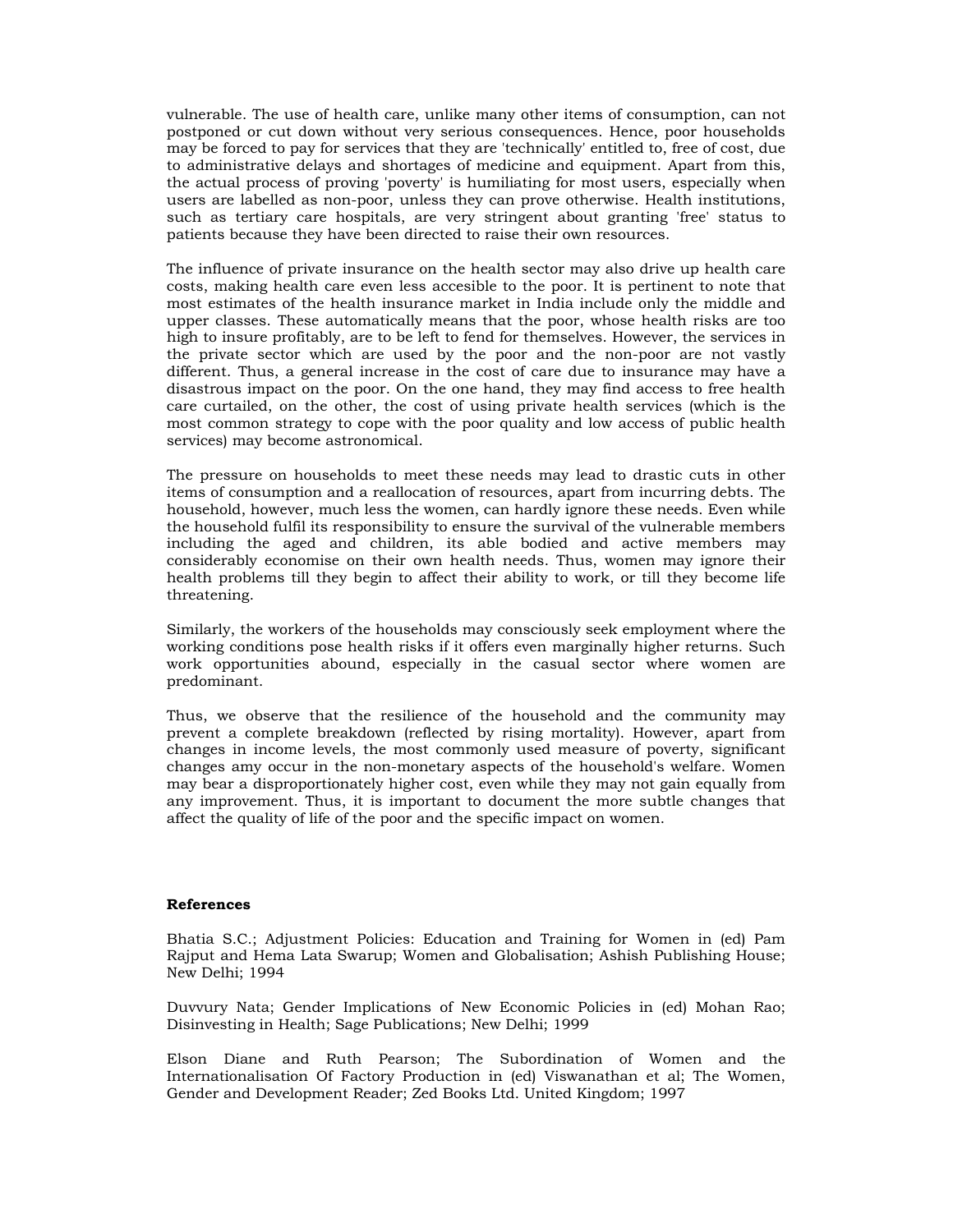vulnerable. The use of health care, unlike many other items of consumption, can not postponed or cut down without very serious consequences. Hence, poor households may be forced to pay for services that they are 'technically' entitled to, free of cost, due to administrative delays and shortages of medicine and equipment. Apart from this, the actual process of proving 'poverty' is humiliating for most users, especially when users are labelled as non-poor, unless they can prove otherwise. Health institutions, such as tertiary care hospitals, are very stringent about granting 'free' status to patients because they have been directed to raise their own resources.

The influence of private insurance on the health sector may also drive up health care costs, making health care even less accesible to the poor. It is pertinent to note that most estimates of the health insurance market in India include only the middle and upper classes. These automatically means that the poor, whose health risks are too high to insure profitably, are to be left to fend for themselves. However, the services in the private sector which are used by the poor and the non-poor are not vastly different. Thus, a general increase in the cost of care due to insurance may have a disastrous impact on the poor. On the one hand, they may find access to free health care curtailed, on the other, the cost of using private health services (which is the most common strategy to cope with the poor quality and low access of public health services) may become astronomical.

The pressure on households to meet these needs may lead to drastic cuts in other items of consumption and a reallocation of resources, apart from incurring debts. The household, however, much less the women, can hardly ignore these needs. Even while the household fulfil its responsibility to ensure the survival of the vulnerable members including the aged and children, its able bodied and active members may considerably economise on their own health needs. Thus, women may ignore their health problems till they begin to affect their ability to work, or till they become life threatening.

Similarly, the workers of the households may consciously seek employment where the working conditions pose health risks if it offers even marginally higher returns. Such work opportunities abound, especially in the casual sector where women are predominant.

Thus, we observe that the resilience of the household and the community may prevent a complete breakdown (reflected by rising mortality). However, apart from changes in income levels, the most commonly used measure of poverty, significant changes amy occur in the non-monetary aspects of the household's welfare. Women may bear a disproportionately higher cost, even while they may not gain equally from any improvement. Thus, it is important to document the more subtle changes that affect the quality of life of the poor and the specific impact on women.

**References**

Bhatia S.C.; Adjustment Policies: Education and Training for Women in (ed) Pam Rajput and Hema Lata Swarup; Women and Globalisation; Ashish Publishing House; New Delhi; 1994

Duvvury Nata; Gender Implications of New Economic Policies in (ed) Mohan Rao; Disinvesting in Health; Sage Publications; New Delhi; 1999

Elson Diane and Ruth Pearson; The Subordination of Women and the Internationalisation Of Factory Production in (ed) Viswanathan et al; The Women, Gender and Development Reader; Zed Books Ltd. United Kingdom; 1997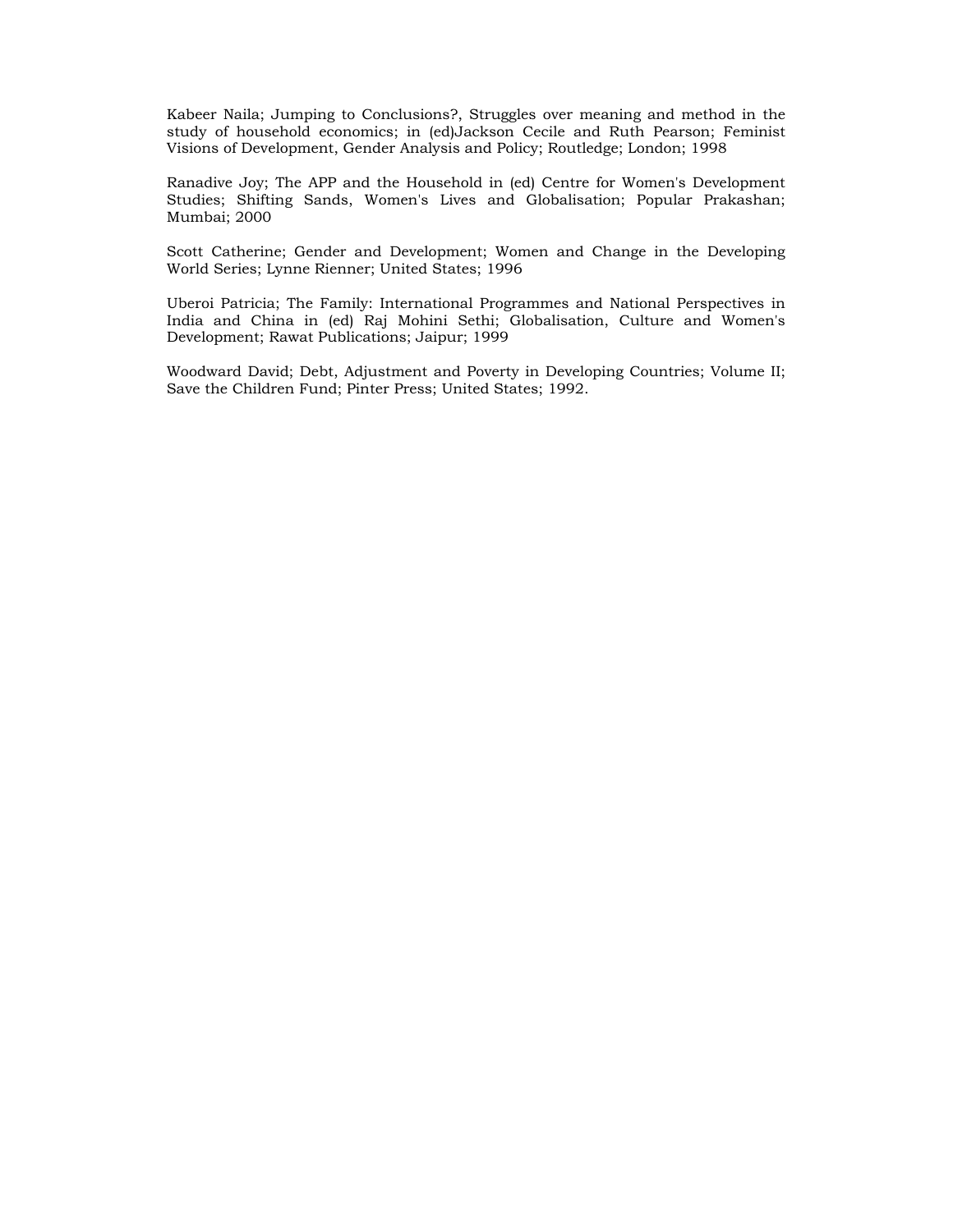Kabeer Naila; Jumping to Conclusions?, Struggles over meaning and method in the study of household economics; in (ed)Jackson Cecile and Ruth Pearson; Feminist Visions of Development, Gender Analysis and Policy; Routledge; London; 1998

Ranadive Joy; The APP and the Household in (ed) Centre for Women's Development Studies; Shifting Sands, Women's Lives and Globalisation; Popular Prakashan; Mumbai; 2000

Scott Catherine; Gender and Development; Women and Change in the Developing World Series; Lynne Rienner; United States; 1996

Uberoi Patricia; The Family: International Programmes and National Perspectives in India and China in (ed) Raj Mohini Sethi; Globalisation, Culture and Women's Development; Rawat Publications; Jaipur; 1999

Woodward David; Debt, Adjustment and Poverty in Developing Countries; Volume II; Save the Children Fund; Pinter Press; United States; 1992.